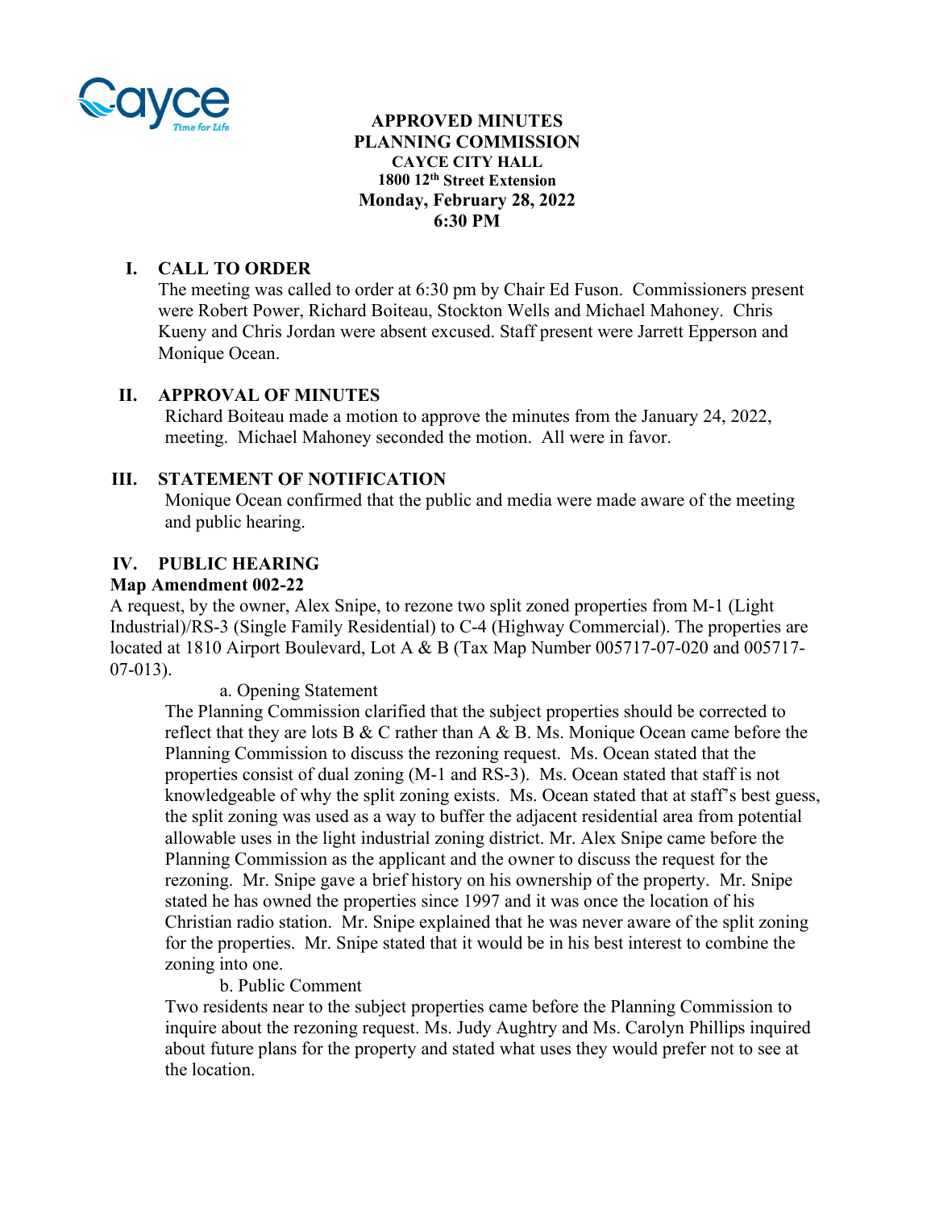**APPROVED MINUTES**
**PLANNING COMMISSION**
**CAYCE CITY HALL**
**1800 12th Street Extension**
**Monday, February 28, 2022**
**6:30 PM**

## I. CALL TO ORDER

The meeting was called to order at 6:30 pm by Chair Ed Fuson. Commissioners present were Robert Power, Richard Boiteau, Stockton Wells and Michael Mahoney. Chris Kueny and Chris Jordan were absent excused. Staff present were Jarrett Epperson and Monique Ocean.

## II. APPROVAL OF MINUTES

Richard Boiteau made a motion to approve the minutes from the January 24, 2022, meeting. Michael Mahoney seconded the motion. All were in favor.

## III. STATEMENT OF NOTIFICATION

Monique Ocean confirmed that the public and media were made aware of the meeting and public hearing.

## IV. PUBLIC HEARING

**Map Amendment 002-22**

A request, by the owner, Alex Snipe, to rezone two split zoned properties from M-1 (Light Industrial)/RS-3 (Single Family Residential) to C-4 (Highway Commercial). The properties are located at 1810 Airport Boulevard, Lot A & B (Tax Map Number 005717-07-020 and 005717-07-013).

a. Opening Statement

The Planning Commission clarified that the subject properties should be corrected to reflect that they are lots B & C rather than A & B. Ms. Monique Ocean came before the Planning Commission to discuss the rezoning request. Ms. Ocean stated that the properties consist of dual zoning (M-1 and RS-3). Ms. Ocean stated that staff is not knowledgeable of why the split zoning exists. Ms. Ocean stated that at staff's best guess, the split zoning was used as a way to buffer the adjacent residential area from potential allowable uses in the light industrial zoning district. Mr. Alex Snipe came before the Planning Commission as the applicant and the owner to discuss the request for the rezoning. Mr. Snipe gave a brief history on his ownership of the property. Mr. Snipe stated he has owned the properties since 1997 and it was once the location of his Christian radio station. Mr. Snipe explained that he was never aware of the split zoning for the properties. Mr. Snipe stated that it would be in his best interest to combine the zoning into one.

b. Public Comment

Two residents near to the subject properties came before the Planning Commission to inquire about the rezoning request. Ms. Judy Aughtry and Ms. Carolyn Phillips inquired about future plans for the property and stated what uses they would prefer not to see at the location.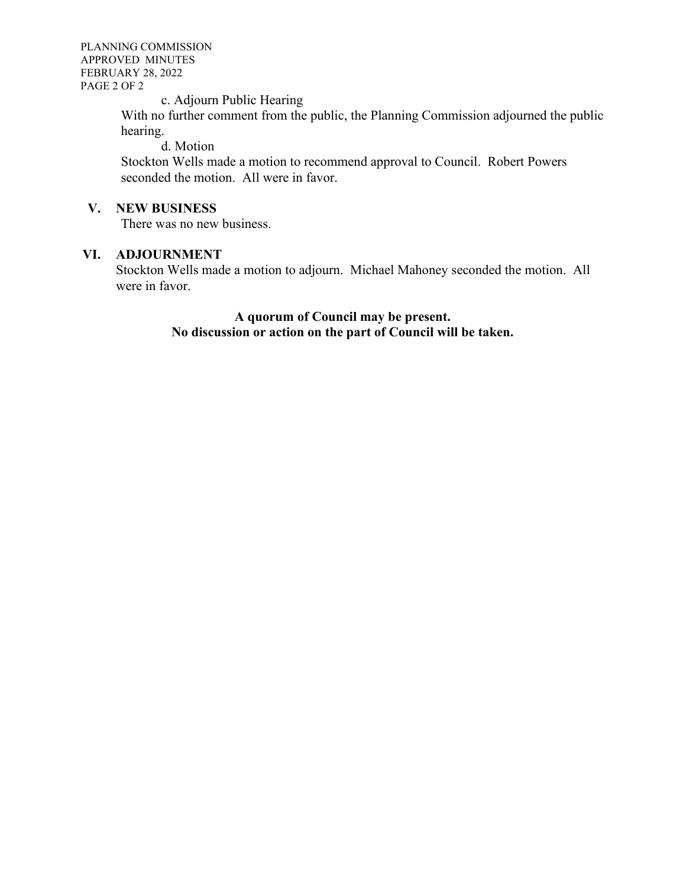c. Adjourn Public Hearing

With no further comment from the public, the Planning Commission adjourned the public hearing.

d. Motion

Stockton Wells made a motion to recommend approval to Council. Robert Powers seconded the motion. All were in favor.

## V. NEW BUSINESS

There was no new business.

## VI. ADJOURNMENT

Stockton Wells made a motion to adjourn. Michael Mahoney seconded the motion. All were in favor.

**A quorum of Council may be present.**
**No discussion or action on the part of Council will be taken.**